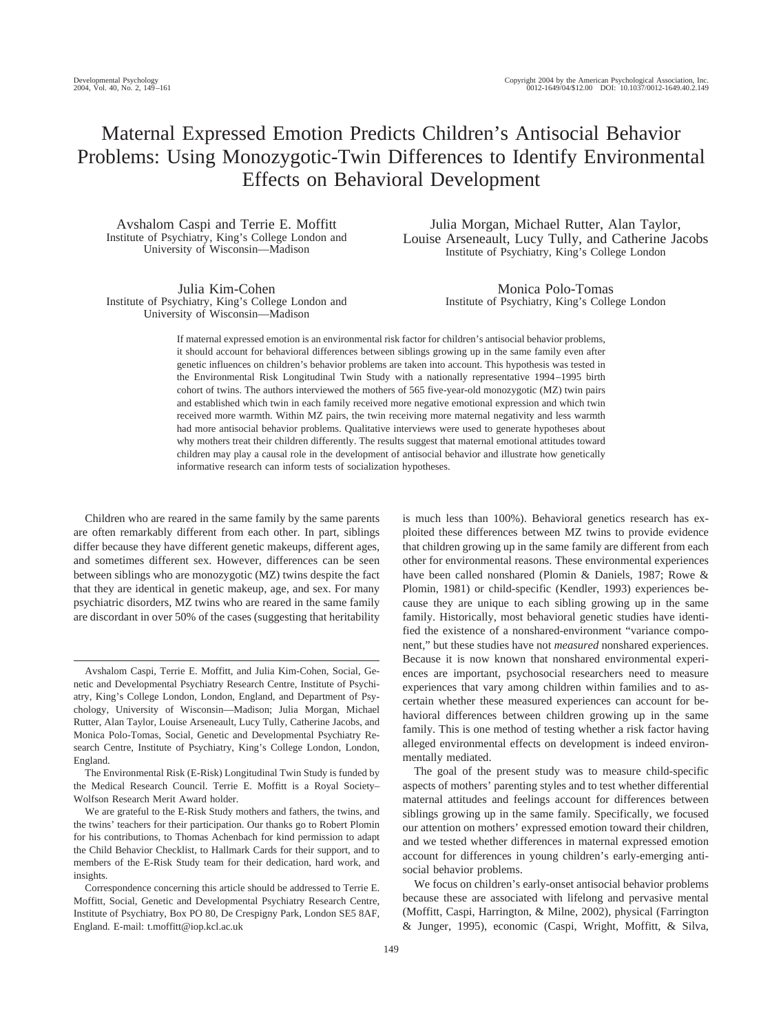# Maternal Expressed Emotion Predicts Children's Antisocial Behavior Problems: Using Monozygotic-Twin Differences to Identify Environmental Effects on Behavioral Development

Avshalom Caspi and Terrie E. Moffitt
Institute of Psychiatry, King's College London and University of Wisconsin—Madison

Julia Morgan, Michael Rutter, Alan Taylor, Louise Arseneault, Lucy Tully, and Catherine Jacobs
Institute of Psychiatry, King's College London

Julia Kim-Cohen
Institute of Psychiatry, King's College London and University of Wisconsin—Madison

Monica Polo-Tomas
Institute of Psychiatry, King's College London

If maternal expressed emotion is an environmental risk factor for children's antisocial behavior problems, it should account for behavioral differences between siblings growing up in the same family even after genetic influences on children's behavior problems are taken into account. This hypothesis was tested in the Environmental Risk Longitudinal Twin Study with a nationally representative 1994–1995 birth cohort of twins. The authors interviewed the mothers of 565 five-year-old monozygotic (MZ) twin pairs and established which twin in each family received more negative emotional expression and which twin received more warmth. Within MZ pairs, the twin receiving more maternal negativity and less warmth had more antisocial behavior problems. Qualitative interviews were used to generate hypotheses about why mothers treat their children differently. The results suggest that maternal emotional attitudes toward children may play a causal role in the development of antisocial behavior and illustrate how genetically informative research can inform tests of socialization hypotheses.

Children who are reared in the same family by the same parents are often remarkably different from each other. In part, siblings differ because they have different genetic makeups, different ages, and sometimes different sex. However, differences can be seen between siblings who are monozygotic (MZ) twins despite the fact that they are identical in genetic makeup, age, and sex. For many psychiatric disorders, MZ twins who are reared in the same family are discordant in over 50% of the cases (suggesting that heritability is much less than 100%). Behavioral genetics research has exploited these differences between MZ twins to provide evidence that children growing up in the same family are different from each other for environmental reasons. These environmental experiences have been called nonshared (Plomin & Daniels, 1987; Rowe & Plomin, 1981) or child-specific (Kendler, 1993) experiences because they are unique to each sibling growing up in the same family. Historically, most behavioral genetic studies have identified the existence of a nonshared-environment "variance component," but these studies have not *measured* nonshared experiences. Because it is now known that nonshared environmental experiences are important, psychosocial researchers need to measure experiences that vary among children within families and to ascertain whether these measured experiences can account for behavioral differences between children growing up in the same family. This is one method of testing whether a risk factor having alleged environmental effects on development is indeed environmentally mediated.

The goal of the present study was to measure child-specific aspects of mothers' parenting styles and to test whether differential maternal attitudes and feelings account for differences between siblings growing up in the same family. Specifically, we focused our attention on mothers' expressed emotion toward their children, and we tested whether differences in maternal expressed emotion account for differences in young children's early-emerging antisocial behavior problems.

We focus on children's early-onset antisocial behavior problems because these are associated with lifelong and pervasive mental (Moffitt, Caspi, Harrington, & Milne, 2002), physical (Farrington & Junger, 1995), economic (Caspi, Wright, Moffitt, & Silva,

---

Avshalom Caspi, Terrie E. Moffitt, and Julia Kim-Cohen, Social, Genetic and Developmental Psychiatry Research Centre, Institute of Psychiatry, King's College London, London, England, and Department of Psychology, University of Wisconsin—Madison; Julia Morgan, Michael Rutter, Alan Taylor, Louise Arseneault, Lucy Tully, Catherine Jacobs, and Monica Polo-Tomas, Social, Genetic and Developmental Psychiatry Research Centre, Institute of Psychiatry, King's College London, London, England.

The Environmental Risk (E-Risk) Longitudinal Twin Study is funded by the Medical Research Council. Terrie E. Moffitt is a Royal Society–Wolfson Research Merit Award holder.

We are grateful to the E-Risk Study mothers and fathers, the twins, and the twins' teachers for their participation. Our thanks go to Robert Plomin for his contributions, to Thomas Achenbach for kind permission to adapt the Child Behavior Checklist, to Hallmark Cards for their support, and to members of the E-Risk Study team for their dedication, hard work, and insights.

Correspondence concerning this article should be addressed to Terrie E. Moffitt, Social, Genetic and Developmental Psychiatry Research Centre, Institute of Psychiatry, Box PO 80, De Crespigny Park, London SE5 8AF, England. E-mail: t.moffitt@iop.kcl.ac.uk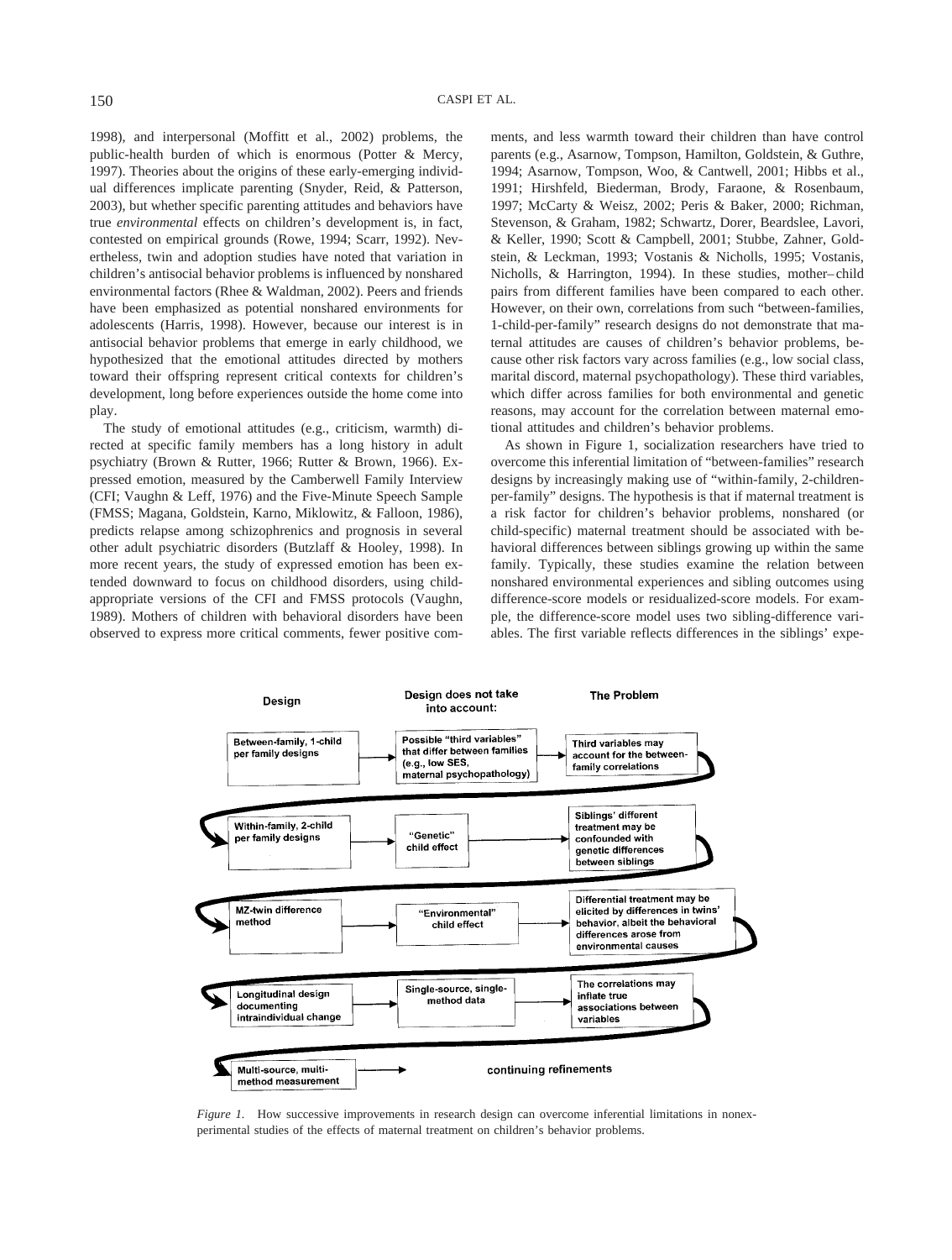1998), and interpersonal (Moffitt et al., 2002) problems, the public-health burden of which is enormous (Potter & Mercy, 1997). Theories about the origins of these early-emerging individual differences implicate parenting (Snyder, Reid, & Patterson, 2003), but whether specific parenting attitudes and behaviors have true *environmental* effects on children's development is, in fact, contested on empirical grounds (Rowe, 1994; Scarr, 1992). Nevertheless, twin and adoption studies have noted that variation in children's antisocial behavior problems is influenced by nonshared environmental factors (Rhee & Waldman, 2002). Peers and friends have been emphasized as potential nonshared environments for adolescents (Harris, 1998). However, because our interest is in antisocial behavior problems that emerge in early childhood, we hypothesized that the emotional attitudes directed by mothers toward their offspring represent critical contexts for children's development, long before experiences outside the home come into play.

The study of emotional attitudes (e.g., criticism, warmth) directed at specific family members has a long history in adult psychiatry (Brown & Rutter, 1966; Rutter & Brown, 1966). Expressed emotion, measured by the Camberwell Family Interview (CFI; Vaughn & Leff, 1976) and the Five-Minute Speech Sample (FMSS; Magana, Goldstein, Karno, Miklowitz, & Falloon, 1986), predicts relapse among schizophrenics and prognosis in several other adult psychiatric disorders (Butzlaff & Hooley, 1998). In more recent years, the study of expressed emotion has been extended downward to focus on childhood disorders, using child-appropriate versions of the CFI and FMSS protocols (Vaughn, 1989). Mothers of children with behavioral disorders have been observed to express more critical comments, fewer positive comments, and less warmth toward their children than have control parents (e.g., Asarnow, Tompson, Hamilton, Goldstein, & Guthre, 1994; Asarnow, Tompson, Woo, & Cantwell, 2001; Hibbs et al., 1991; Hirshfeld, Biederman, Brody, Faraone, & Rosenbaum, 1997; McCarty & Weisz, 2002; Peris & Baker, 2000; Richman, Stevenson, & Graham, 1982; Schwartz, Dorer, Beardslee, Lavori, & Keller, 1990; Scott & Campbell, 2001; Stubbe, Zahner, Goldstein, & Leckman, 1993; Vostanis & Nicholls, 1995; Vostanis, Nicholls, & Harrington, 1994). In these studies, mother–child pairs from different families have been compared to each other. However, on their own, correlations from such "between-families, 1-child-per-family" research designs do not demonstrate that maternal attitudes are causes of children's behavior problems, because other risk factors vary across families (e.g., low social class, marital discord, maternal psychopathology). These third variables, which differ across families for both environmental and genetic reasons, may account for the correlation between maternal emotional attitudes and children's behavior problems.

As shown in Figure 1, socialization researchers have tried to overcome this inferential limitation of "between-families" research designs by increasingly making use of "within-family, 2-children-per-family" designs. The hypothesis is that if maternal treatment is a risk factor for children's behavior problems, nonshared (or child-specific) maternal treatment should be associated with behavioral differences between siblings growing up within the same family. Typically, these studies examine the relation between nonshared environmental experiences and sibling outcomes using difference-score models or residualized-score models. For example, the difference-score model uses two sibling-difference variables. The first variable reflects differences in the siblings' expe-

| Design | Design does not take into account: | The Problem |
|---|---|---|
| Between-family, 1-child per family designs | Possible "third variables" that differ between families (e.g., low SES, maternal psychopathology) | Third variables may account for the between-family correlations |
| Within-family, 2-child per family designs | "Genetic" child effect | Siblings' different treatment may be confounded with genetic differences between siblings |
| MZ-twin difference method | "Environmental" child effect | Differential treatment may be elicited by differences in twins' behavior, albeit the behavioral differences arose from environmental causes |
| Longitudinal design documenting intraindividual change | Single-source, single-method data | The correlations may inflate true associations between variables |
| Multi-source, multi-method measurement | continuing refinements | |

*Figure 1.* How successive improvements in research design can overcome inferential limitations in nonexperimental studies of the effects of maternal treatment on children's behavior problems.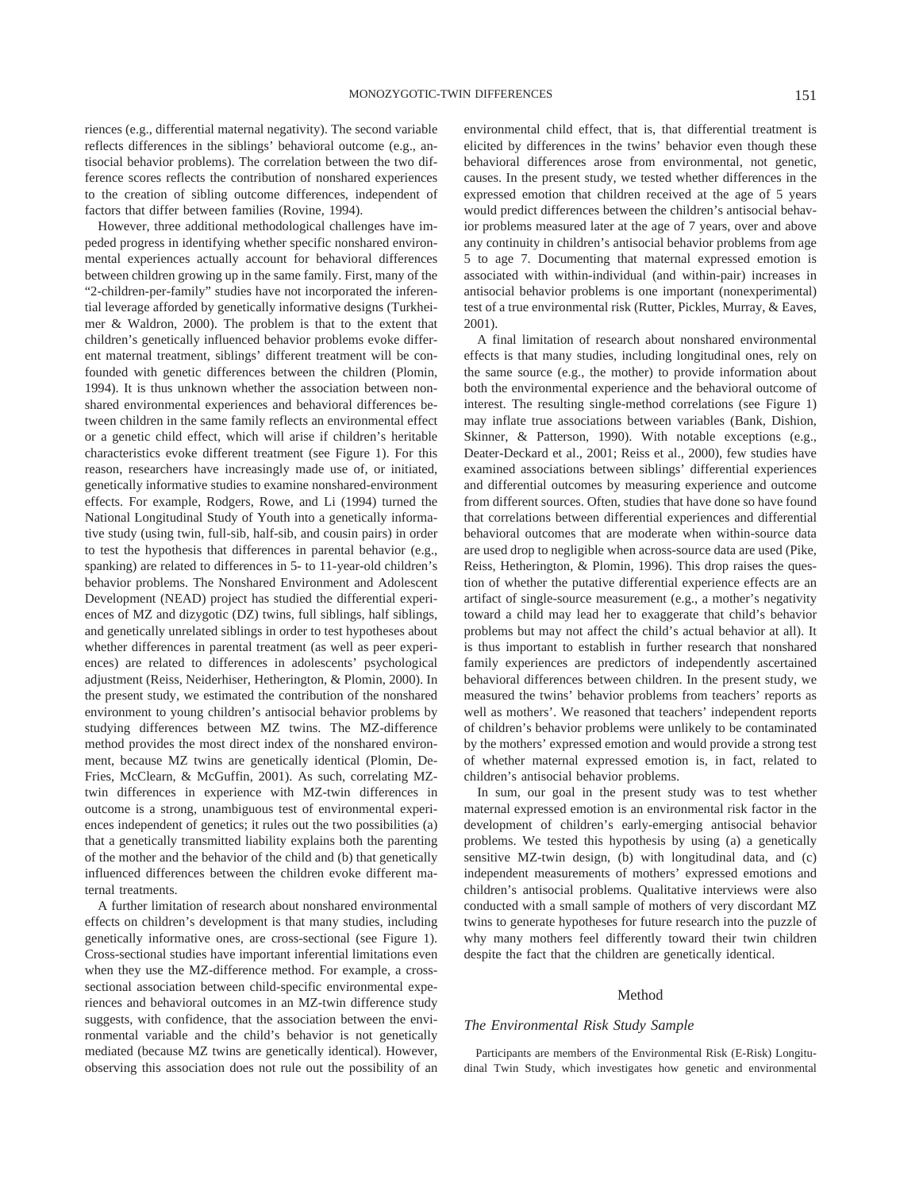riences (e.g., differential maternal negativity). The second variable reflects differences in the siblings' behavioral outcome (e.g., antisocial behavior problems). The correlation between the two difference scores reflects the contribution of nonshared experiences to the creation of sibling outcome differences, independent of factors that differ between families (Rovine, 1994).

However, three additional methodological challenges have impeded progress in identifying whether specific nonshared environmental experiences actually account for behavioral differences between children growing up in the same family. First, many of the "2-children-per-family" studies have not incorporated the inferential leverage afforded by genetically informative designs (Turkheimer & Waldron, 2000). The problem is that to the extent that children's genetically influenced behavior problems evoke different maternal treatment, siblings' different treatment will be confounded with genetic differences between the children (Plomin, 1994). It is thus unknown whether the association between nonshared environmental experiences and behavioral differences between children in the same family reflects an environmental effect or a genetic child effect, which will arise if children's heritable characteristics evoke different treatment (see Figure 1). For this reason, researchers have increasingly made use of, or initiated, genetically informative studies to examine nonshared-environment effects. For example, Rodgers, Rowe, and Li (1994) turned the National Longitudinal Study of Youth into a genetically informative study (using twin, full-sib, half-sib, and cousin pairs) in order to test the hypothesis that differences in parental behavior (e.g., spanking) are related to differences in 5- to 11-year-old children's behavior problems. The Nonshared Environment and Adolescent Development (NEAD) project has studied the differential experiences of MZ and dizygotic (DZ) twins, full siblings, half siblings, and genetically unrelated siblings in order to test hypotheses about whether differences in parental treatment (as well as peer experiences) are related to differences in adolescents' psychological adjustment (Reiss, Neiderhiser, Hetherington, & Plomin, 2000). In the present study, we estimated the contribution of the nonshared environment to young children's antisocial behavior problems by studying differences between MZ twins. The MZ-difference method provides the most direct index of the nonshared environment, because MZ twins are genetically identical (Plomin, DeFries, McClearn, & McGuffin, 2001). As such, correlating MZ-twin differences in experience with MZ-twin differences in outcome is a strong, unambiguous test of environmental experiences independent of genetics; it rules out the two possibilities (a) that a genetically transmitted liability explains both the parenting of the mother and the behavior of the child and (b) that genetically influenced differences between the children evoke different maternal treatments.

A further limitation of research about nonshared environmental effects on children's development is that many studies, including genetically informative ones, are cross-sectional (see Figure 1). Cross-sectional studies have important inferential limitations even when they use the MZ-difference method. For example, a cross-sectional association between child-specific environmental experiences and behavioral outcomes in an MZ-twin difference study suggests, with confidence, that the association between the environmental variable and the child's behavior is not genetically mediated (because MZ twins are genetically identical). However, observing this association does not rule out the possibility of an environmental child effect, that is, that differential treatment is elicited by differences in the twins' behavior even though these behavioral differences arose from environmental, not genetic, causes. In the present study, we tested whether differences in the expressed emotion that children received at the age of 5 years would predict differences between the children's antisocial behavior problems measured later at the age of 7 years, over and above any continuity in children's antisocial behavior problems from age 5 to age 7. Documenting that maternal expressed emotion is associated with within-individual (and within-pair) increases in antisocial behavior problems is one important (nonexperimental) test of a true environmental risk (Rutter, Pickles, Murray, & Eaves, 2001).

A final limitation of research about nonshared environmental effects is that many studies, including longitudinal ones, rely on the same source (e.g., the mother) to provide information about both the environmental experience and the behavioral outcome of interest. The resulting single-method correlations (see Figure 1) may inflate true associations between variables (Bank, Dishion, Skinner, & Patterson, 1990). With notable exceptions (e.g., Deater-Deckard et al., 2001; Reiss et al., 2000), few studies have examined associations between siblings' differential experiences and differential outcomes by measuring experience and outcome from different sources. Often, studies that have done so have found that correlations between differential experiences and differential behavioral outcomes that are moderate when within-source data are used drop to negligible when across-source data are used (Pike, Reiss, Hetherington, & Plomin, 1996). This drop raises the question of whether the putative differential experience effects are an artifact of single-source measurement (e.g., a mother's negativity toward a child may lead her to exaggerate that child's behavior problems but may not affect the child's actual behavior at all). It is thus important to establish in further research that nonshared family experiences are predictors of independently ascertained behavioral differences between children. In the present study, we measured the twins' behavior problems from teachers' reports as well as mothers'. We reasoned that teachers' independent reports of children's behavior problems were unlikely to be contaminated by the mothers' expressed emotion and would provide a strong test of whether maternal expressed emotion is, in fact, related to children's antisocial behavior problems.

In sum, our goal in the present study was to test whether maternal expressed emotion is an environmental risk factor in the development of children's early-emerging antisocial behavior problems. We tested this hypothesis by using (a) a genetically sensitive MZ-twin design, (b) with longitudinal data, and (c) independent measurements of mothers' expressed emotions and children's antisocial problems. Qualitative interviews were also conducted with a small sample of mothers of very discordant MZ twins to generate hypotheses for future research into the puzzle of why many mothers feel differently toward their twin children despite the fact that the children are genetically identical.

## Method

### *The Environmental Risk Study Sample*

Participants are members of the Environmental Risk (E-Risk) Longitudinal Twin Study, which investigates how genetic and environmental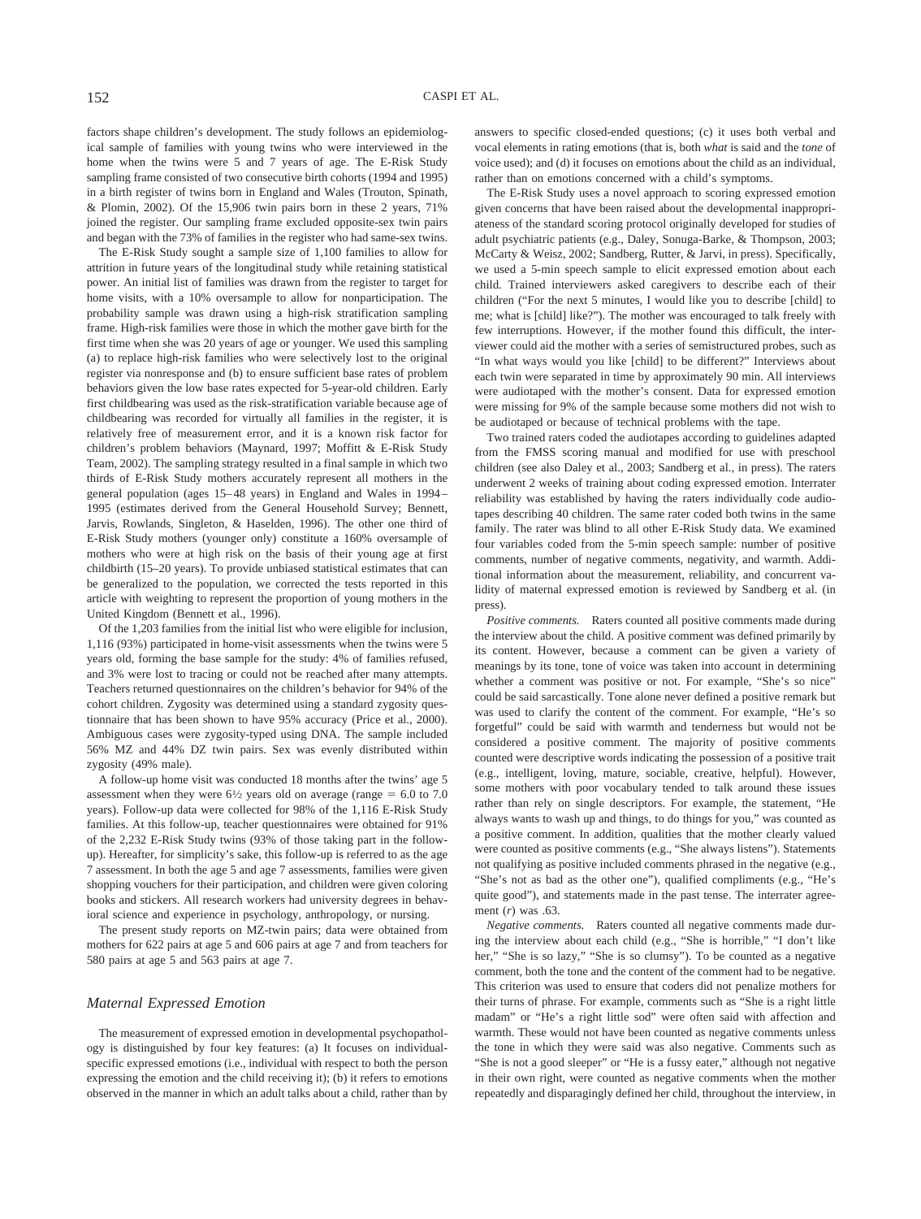factors shape children's development. The study follows an epidemiological sample of families with young twins who were interviewed in the home when the twins were 5 and 7 years of age. The E-Risk Study sampling frame consisted of two consecutive birth cohorts (1994 and 1995) in a birth register of twins born in England and Wales (Trouton, Spinath, & Plomin, 2002). Of the 15,906 twin pairs born in these 2 years, 71% joined the register. Our sampling frame excluded opposite-sex twin pairs and began with the 73% of families in the register who had same-sex twins.

The E-Risk Study sought a sample size of 1,100 families to allow for attrition in future years of the longitudinal study while retaining statistical power. An initial list of families was drawn from the register to target for home visits, with a 10% oversample to allow for nonparticipation. The probability sample was drawn using a high-risk stratification sampling frame. High-risk families were those in which the mother gave birth for the first time when she was 20 years of age or younger. We used this sampling (a) to replace high-risk families who were selectively lost to the original register via nonresponse and (b) to ensure sufficient base rates of problem behaviors given the low base rates expected for 5-year-old children. Early first childbearing was used as the risk-stratification variable because age of childbearing was recorded for virtually all families in the register, it is relatively free of measurement error, and it is a known risk factor for children's problem behaviors (Maynard, 1997; Moffitt & E-Risk Study Team, 2002). The sampling strategy resulted in a final sample in which two thirds of E-Risk Study mothers accurately represent all mothers in the general population (ages 15–48 years) in England and Wales in 1994–1995 (estimates derived from the General Household Survey; Bennett, Jarvis, Rowlands, Singleton, & Haselden, 1996). The other one third of E-Risk Study mothers (younger only) constitute a 160% oversample of mothers who were at high risk on the basis of their young age at first childbirth (15–20 years). To provide unbiased statistical estimates that can be generalized to the population, we corrected the tests reported in this article with weighting to represent the proportion of young mothers in the United Kingdom (Bennett et al., 1996).

Of the 1,203 families from the initial list who were eligible for inclusion, 1,116 (93%) participated in home-visit assessments when the twins were 5 years old, forming the base sample for the study: 4% of families refused, and 3% were lost to tracing or could not be reached after many attempts. Teachers returned questionnaires on the children's behavior for 94% of the cohort children. Zygosity was determined using a standard zygosity questionnaire that has been shown to have 95% accuracy (Price et al., 2000). Ambiguous cases were zygosity-typed using DNA. The sample included 56% MZ and 44% DZ twin pairs. Sex was evenly distributed within zygosity (49% male).

A follow-up home visit was conducted 18 months after the twins' age 5 assessment when they were 6½ years old on average (range = 6.0 to 7.0 years). Follow-up data were collected for 98% of the 1,116 E-Risk Study families. At this follow-up, teacher questionnaires were obtained for 91% of the 2,232 E-Risk Study twins (93% of those taking part in the follow-up). Hereafter, for simplicity's sake, this follow-up is referred to as the age 7 assessment. In both the age 5 and age 7 assessments, families were given shopping vouchers for their participation, and children were given coloring books and stickers. All research workers had university degrees in behavioral science and experience in psychology, anthropology, or nursing.

The present study reports on MZ-twin pairs; data were obtained from mothers for 622 pairs at age 5 and 606 pairs at age 7 and from teachers for 580 pairs at age 5 and 563 pairs at age 7.

## Maternal Expressed Emotion

The measurement of expressed emotion in developmental psychopathology is distinguished by four key features: (a) It focuses on individual-specific expressed emotions (i.e., individual with respect to both the person expressing the emotion and the child receiving it); (b) it refers to emotions observed in the manner in which an adult talks about a child, rather than by answers to specific closed-ended questions; (c) it uses both verbal and vocal elements in rating emotions (that is, both *what* is said and the *tone* of voice used); and (d) it focuses on emotions about the child as an individual, rather than on emotions concerned with a child's symptoms.

The E-Risk Study uses a novel approach to scoring expressed emotion given concerns that have been raised about the developmental inappropriateness of the standard scoring protocol originally developed for studies of adult psychiatric patients (e.g., Daley, Sonuga-Barke, & Thompson, 2003; McCarty & Weisz, 2002; Sandberg, Rutter, & Jarvi, in press). Specifically, we used a 5-min speech sample to elicit expressed emotion about each child. Trained interviewers asked caregivers to describe each of their children ("For the next 5 minutes, I would like you to describe [child] to me; what is [child] like?"). The mother was encouraged to talk freely with few interruptions. However, if the mother found this difficult, the interviewer could aid the mother with a series of semistructured probes, such as "In what ways would you like [child] to be different?" Interviews about each twin were separated in time by approximately 90 min. All interviews were audiotaped with the mother's consent. Data for expressed emotion were missing for 9% of the sample because some mothers did not wish to be audiotaped or because of technical problems with the tape.

Two trained raters coded the audiotapes according to guidelines adapted from the FMSS scoring manual and modified for use with preschool children (see also Daley et al., 2003; Sandberg et al., in press). The raters underwent 2 weeks of training about coding expressed emotion. Interrater reliability was established by having the raters individually code audiotapes describing 40 children. The same rater coded both twins in the same family. The rater was blind to all other E-Risk Study data. We examined four variables coded from the 5-min speech sample: number of positive comments, number of negative comments, negativity, and warmth. Additional information about the measurement, reliability, and concurrent validity of maternal expressed emotion is reviewed by Sandberg et al. (in press).

*Positive comments.* Raters counted all positive comments made during the interview about the child. A positive comment was defined primarily by its content. However, because a comment can be given a variety of meanings by its tone, tone of voice was taken into account in determining whether a comment was positive or not. For example, "She's so nice" could be said sarcastically. Tone alone never defined a positive remark but was used to clarify the content of the comment. For example, "He's so forgetful" could be said with warmth and tenderness but would not be considered a positive comment. The majority of positive comments counted were descriptive words indicating the possession of a positive trait (e.g., intelligent, loving, mature, sociable, creative, helpful). However, some mothers with poor vocabulary tended to talk around these issues rather than rely on single descriptors. For example, the statement, "He always wants to wash up and things, to do things for you," was counted as a positive comment. In addition, qualities that the mother clearly valued were counted as positive comments (e.g., "She always listens"). Statements not qualifying as positive included comments phrased in the negative (e.g., "She's not as bad as the other one"), qualified compliments (e.g., "He's quite good"), and statements made in the past tense. The interrater agreement ($r$) was .63.

*Negative comments.* Raters counted all negative comments made during the interview about each child (e.g., "She is horrible," "I don't like her," "She is so lazy," "She is so clumsy"). To be counted as a negative comment, both the tone and the content of the comment had to be negative. This criterion was used to ensure that coders did not penalize mothers for their turns of phrase. For example, comments such as "She is a right little madam" or "He's a right little sod" were often said with affection and warmth. These would not have been counted as negative comments unless the tone in which they were said was also negative. Comments such as "She is not a good sleeper" or "He is a fussy eater," although not negative in their own right, were counted as negative comments when the mother repeatedly and disparagingly defined her child, throughout the interview, in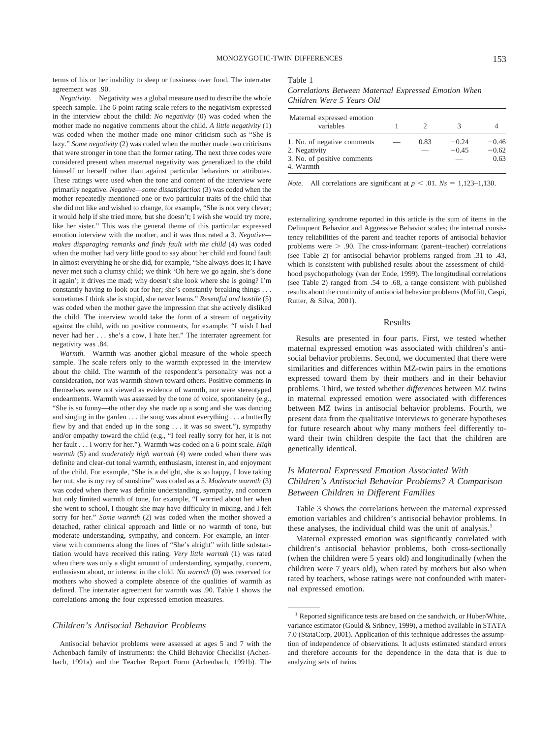terms of his or her inability to sleep or fussiness over food. The interrater agreement was .90.

*Negativity.* Negativity was a global measure used to describe the whole speech sample. The 6-point rating scale refers to the negativism expressed in the interview about the child: *No negativity* (0) was coded when the mother made no negative comments about the child. *A little negativity* (1) was coded when the mother made one minor criticism such as "She is lazy." *Some negativity* (2) was coded when the mother made two criticisms that were stronger in tone than the former rating. The next three codes were considered present when maternal negativity was generalized to the child himself or herself rather than against particular behaviors or attributes. These ratings were used when the tone and content of the interview were primarily negative. *Negative—some dissatisfaction* (3) was coded when the mother repeatedly mentioned one or two particular traits of the child that she did not like and wished to change, for example, "She is not very clever; it would help if she tried more, but she doesn't; I wish she would try more, like her sister." This was the general theme of this particular expressed emotion interview with the mother, and it was thus rated a 3. *Negative—makes disparaging remarks and finds fault with the child* (4) was coded when the mother had very little good to say about her child and found fault in almost everything he or she did, for example, "She always does it; I have never met such a clumsy child; we think 'Oh here we go again, she's done it again'; it drives me mad; why doesn't she look where she is going? I'm constantly having to look out for her; she's constantly breaking things . . . sometimes I think she is stupid, she never learns." *Resentful and hostile* (5) was coded when the mother gave the impression that she actively disliked the child. The interview would take the form of a stream of negativity against the child, with no positive comments, for example, "I wish I had never had her . . . she's a cow, I hate her." The interrater agreement for negativity was .84.

*Warmth.* Warmth was another global measure of the whole speech sample. The scale refers only to the warmth expressed in the interview about the child. The warmth of the respondent's personality was not a consideration, nor was warmth shown toward others. Positive comments in themselves were not viewed as evidence of warmth, nor were stereotyped endearments. Warmth was assessed by the tone of voice, spontaneity (e.g., "She is so funny—the other day she made up a song and she was dancing and singing in the garden . . . the song was about everything . . . a butterfly flew by and that ended up in the song . . . it was so sweet."), sympathy and/or empathy toward the child (e.g., "I feel really sorry for her, it is not her fault . . . I worry for her."). Warmth was coded on a 6-point scale. *High warmth* (5) and *moderately high warmth* (4) were coded when there was definite and clear-cut tonal warmth, enthusiasm, interest in, and enjoyment of the child. For example, "She is a delight, she is so happy, I love taking her out, she is my ray of sunshine" was coded as a 5. *Moderate warmth* (3) was coded when there was definite understanding, sympathy, and concern but only limited warmth of tone, for example, "I worried about her when she went to school, I thought she may have difficulty in mixing, and I felt sorry for her." *Some warmth* (2) was coded when the mother showed a detached, rather clinical approach and little or no warmth of tone, but moderate understanding, sympathy, and concern. For example, an interview with comments along the lines of "She's alright" with little substantiation would have received this rating. *Very little warmth* (1) was rated when there was only a slight amount of understanding, sympathy, concern, enthusiasm about, or interest in the child. *No warmth* (0) was reserved for mothers who showed a complete absence of the qualities of warmth as defined. The interrater agreement for warmth was .90. Table 1 shows the correlations among the four expressed emotion measures.

Table 1
*Correlations Between Maternal Expressed Emotion When Children Were 5 Years Old*

| Maternal expressed emotion variables | 1 | 2 | 3 | 4 |
|---|---|---|---|---|
| 1. No. of negative comments | — | 0.83 | −0.24 | −0.46 |
| 2. Negativity | | — | −0.45 | −0.62 |
| 3. No. of positive comments | | | — | 0.63 |
| 4. Warmth | | | | — |

*Note.* All correlations are significant at $p < .01$. $Ns = 1{,}123–1{,}130$.

### Children's Antisocial Behavior Problems

Antisocial behavior problems were assessed at ages 5 and 7 with the Achenbach family of instruments: the Child Behavior Checklist (Achenbach, 1991a) and the Teacher Report Form (Achenbach, 1991b). The externalizing syndrome reported in this article is the sum of items in the Delinquent Behavior and Aggressive Behavior scales; the internal consistency reliabilities of the parent and teacher reports of antisocial behavior problems were > .90. The cross-informant (parent–teacher) correlations (see Table 2) for antisocial behavior problems ranged from .31 to .43, which is consistent with published results about the assessment of childhood psychopathology (van der Ende, 1999). The longitudinal correlations (see Table 2) ranged from .54 to .68, a range consistent with published results about the continuity of antisocial behavior problems (Moffitt, Caspi, Rutter, & Silva, 2001).

## Results

Results are presented in four parts. First, we tested whether maternal expressed emotion was associated with children's antisocial behavior problems. Second, we documented that there were similarities and differences within MZ-twin pairs in the emotions expressed toward them by their mothers and in their behavior problems. Third, we tested whether *differences* between MZ twins in maternal expressed emotion were associated with differences between MZ twins in antisocial behavior problems. Fourth, we present data from the qualitative interviews to generate hypotheses for future research about why many mothers feel differently toward their twin children despite the fact that the children are genetically identical.

### *Is Maternal Expressed Emotion Associated With Children's Antisocial Behavior Problems? A Comparison Between Children in Different Families*

Table 3 shows the correlations between the maternal expressed emotion variables and children's antisocial behavior problems. In these analyses, the individual child was the unit of analysis.[1]

Maternal expressed emotion was significantly correlated with children's antisocial behavior problems, both cross-sectionally (when the children were 5 years old) and longitudinally (when the children were 7 years old), when rated by mothers but also when rated by teachers, whose ratings were not confounded with maternal expressed emotion.

[1] Reported significance tests are based on the sandwich, or Huber/White, variance estimator (Gould & Sribney, 1999), a method available in STATA 7.0 (StataCorp, 2001). Application of this technique addresses the assumption of independence of observations. It adjusts estimated standard errors and therefore accounts for the dependence in the data that is due to analyzing sets of twins.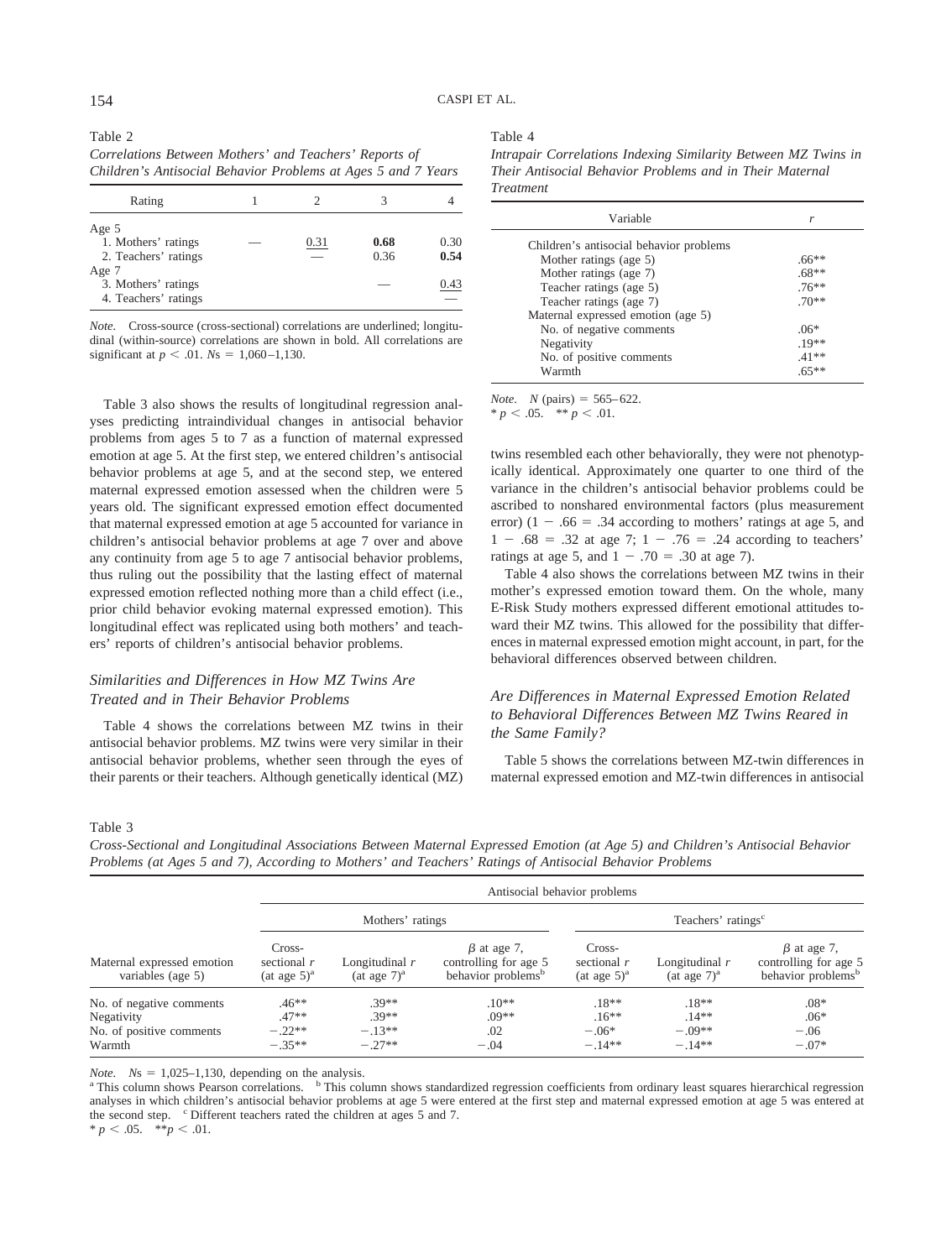Table 2

*Correlations Between Mothers' and Teachers' Reports of Children's Antisocial Behavior Problems at Ages 5 and 7 Years*

| Rating | 1 | 2 | 3 | 4 |
|---|---|---|---|---|
| Age 5 | | | | |
| 1. Mothers' ratings | — | 0.31 | **0.68** | 0.30 |
| 2. Teachers' ratings | | — | 0.36 | **0.54** |
| Age 7 | | | | |
| 3. Mothers' ratings | | | — | 0.43 |
| 4. Teachers' ratings | | | | — |

*Note.* Cross-source (cross-sectional) correlations are underlined; longitudinal (within-source) correlations are shown in bold. All correlations are significant at $p < .01$. $N$s = 1,060–1,130.

Table 3 also shows the results of longitudinal regression analyses predicting intraindividual changes in antisocial behavior problems from ages 5 to 7 as a function of maternal expressed emotion at age 5. At the first step, we entered children's antisocial behavior problems at age 5, and at the second step, we entered maternal expressed emotion assessed when the children were 5 years old. The significant expressed emotion effect documented that maternal expressed emotion at age 5 accounted for variance in children's antisocial behavior problems at age 7 over and above any continuity from age 5 to age 7 antisocial behavior problems, thus ruling out the possibility that the lasting effect of maternal expressed emotion reflected nothing more than a child effect (i.e., prior child behavior evoking maternal expressed emotion). This longitudinal effect was replicated using both mothers' and teachers' reports of children's antisocial behavior problems.

### *Similarities and Differences in How MZ Twins Are Treated and in Their Behavior Problems*

Table 4 shows the correlations between MZ twins in their antisocial behavior problems. MZ twins were very similar in their antisocial behavior problems, whether seen through the eyes of their parents or their teachers. Although genetically identical (MZ) twins resembled each other behaviorally, they were not phenotypically identical. Approximately one quarter to one third of the variance in the children's antisocial behavior problems could be ascribed to nonshared environmental factors (plus measurement error) ($1 - .66 = .34$ according to mothers' ratings at age 5, and $1 - .68 = .32$ at age 7; $1 - .76 = .24$ according to teachers' ratings at age 5, and $1 - .70 = .30$ at age 7).

Table 4 also shows the correlations between MZ twins in their mother's expressed emotion toward them. On the whole, many E-Risk Study mothers expressed different emotional attitudes toward their MZ twins. This allowed for the possibility that differences in maternal expressed emotion might account, in part, for the behavioral differences observed between children.

Table 4

*Intrapair Correlations Indexing Similarity Between MZ Twins in Their Antisocial Behavior Problems and in Their Maternal Treatment*

| Variable | $r$ |
|---|---|
| Children's antisocial behavior problems | |
| Mother ratings (age 5) | .66** |
| Mother ratings (age 7) | .68** |
| Teacher ratings (age 5) | .76** |
| Teacher ratings (age 7) | .70** |
| Maternal expressed emotion (age 5) | |
| No. of negative comments | .06* |
| Negativity | .19** |
| No. of positive comments | .41** |
| Warmth | .65** |

*Note.* $N$ (pairs) = 565–622.
* $p < .05$. ** $p < .01$.

### *Are Differences in Maternal Expressed Emotion Related to Behavioral Differences Between MZ Twins Reared in the Same Family?*

Table 5 shows the correlations between MZ-twin differences in maternal expressed emotion and MZ-twin differences in antisocial

Table 3

*Cross-Sectional and Longitudinal Associations Between Maternal Expressed Emotion (at Age 5) and Children's Antisocial Behavior Problems (at Ages 5 and 7), According to Mothers' and Teachers' Ratings of Antisocial Behavior Problems*

| | Antisocial behavior problems | | | | | |
|---|---|---|---|---|---|---|
| | Mothers' ratings | | | Teachers' ratings[c] | | |
| Maternal expressed emotion variables (age 5) | Cross-sectional $r$ (at age 5)[a] | Longitudinal $r$ (at age 7)[a] | $\beta$ at age 7, controlling for age 5 behavior problems[b] | Cross-sectional $r$ (at age 5)[a] | Longitudinal $r$ (at age 7)[a] | $\beta$ at age 7, controlling for age 5 behavior problems[b] |
| No. of negative comments | .46** | .39** | .10** | .18** | .18** | .08* |
| Negativity | .47** | .39** | .09** | .16** | .14** | .06* |
| No. of positive comments | −.22** | −.13** | .02 | −.06* | −.09** | −.06 |
| Warmth | −.35** | −.27** | −.04 | −.14** | −.14** | −.07* |

*Note.* $N$s = 1,025–1,130, depending on the analysis.
[a] This column shows Pearson correlations. [b] This column shows standardized regression coefficients from ordinary least squares hierarchical regression analyses in which children's antisocial behavior problems at age 5 were entered at the first step and maternal expressed emotion at age 5 was entered at the second step. [c] Different teachers rated the children at ages 5 and 7.
* $p < .05$. ** $p < .01$.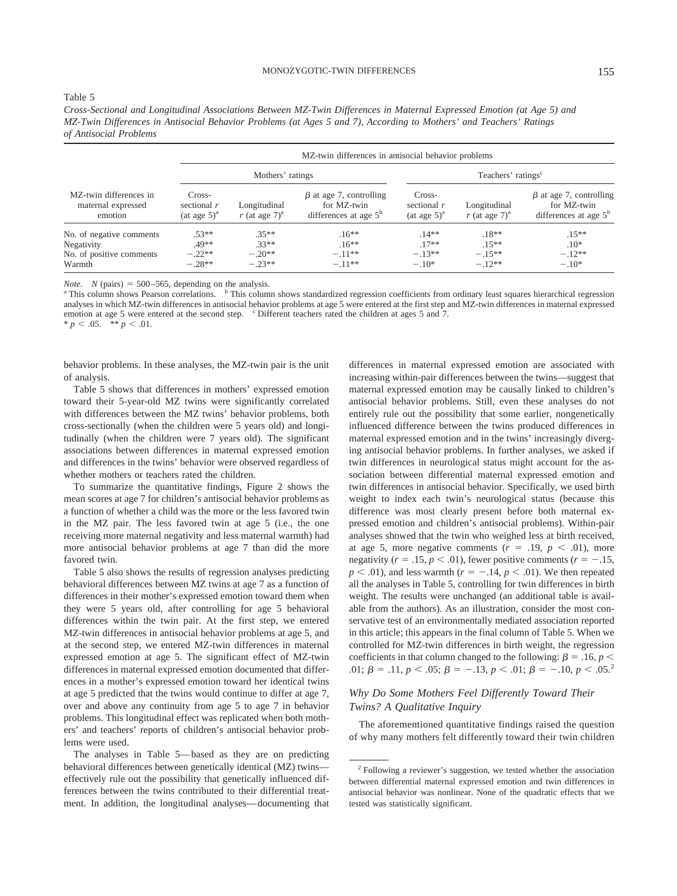Table 5

*Cross-Sectional and Longitudinal Associations Between MZ-Twin Differences in Maternal Expressed Emotion (at Age 5) and MZ-Twin Differences in Antisocial Behavior Problems (at Ages 5 and 7), According to Mothers' and Teachers' Ratings of Antisocial Problems*

| MZ-twin differences in maternal expressed emotion | MZ-twin differences in antisocial behavior problems | | | | | |
|---|---|---|---|---|---|---|
| | Mothers' ratings | | | Teachers' ratings[c] | | |
| | Cross-sectional $r$ (at age 5)[a] | Longitudinal $r$ (at age 7)[a] | $\beta$ at age 7, controlling for MZ-twin differences at age 5[b] | Cross-sectional $r$ (at age 5)[a] | Longitudinal $r$ (at age 7)[a] | $\beta$ at age 7, controlling for MZ-twin differences at age 5[b] |
| No. of negative comments | .53** | .35** | .16** | .14** | .18** | .15** |
| Negativity | .49** | .33** | .16** | .17** | .15** | .10* |
| No. of positive comments | −.22** | −.20** | −.11** | −.13** | −.15** | −.12** |
| Warmth | −.28** | −.23** | −.11** | −.10* | −.12** | −.10* |

*Note.* $N$ (pairs) = 500–565, depending on the analysis.
[a] This column shows Pearson correlations. [b] This column shows standardized regression coefficients from ordinary least squares hierarchical regression analyses in which MZ-twin differences in antisocial behavior problems at age 5 were entered at the first step and MZ-twin differences in maternal expressed emotion at age 5 were entered at the second step. [c] Different teachers rated the children at ages 5 and 7.
\* $p < .05$. \*\* $p < .01$.

behavior problems. In these analyses, the MZ-twin pair is the unit of analysis.

Table 5 shows that differences in mothers' expressed emotion toward their 5-year-old MZ twins were significantly correlated with differences between the MZ twins' behavior problems, both cross-sectionally (when the children were 5 years old) and longitudinally (when the children were 7 years old). The significant associations between differences in maternal expressed emotion and differences in the twins' behavior were observed regardless of whether mothers or teachers rated the children.

To summarize the quantitative findings, Figure 2 shows the mean scores at age 7 for children's antisocial behavior problems as a function of whether a child was the more or the less favored twin in the MZ pair. The less favored twin at age 5 (i.e., the one receiving more maternal negativity and less maternal warmth) had more antisocial behavior problems at age 7 than did the more favored twin.

Table 5 also shows the results of regression analyses predicting behavioral differences between MZ twins at age 7 as a function of differences in their mother's expressed emotion toward them when they were 5 years old, after controlling for age 5 behavioral differences within the twin pair. At the first step, we entered MZ-twin differences in antisocial behavior problems at age 5, and at the second step, we entered MZ-twin differences in maternal expressed emotion at age 5. The significant effect of MZ-twin differences in maternal expressed emotion documented that differences in a mother's expressed emotion toward her identical twins at age 5 predicted that the twins would continue to differ at age 7, over and above any continuity from age 5 to age 7 in behavior problems. This longitudinal effect was replicated when both mothers' and teachers' reports of children's antisocial behavior problems were used.

The analyses in Table 5—based as they are on predicting behavioral differences between genetically identical (MZ) twins—effectively rule out the possibility that genetically influenced differences between the twins contributed to their differential treatment. In addition, the longitudinal analyses—documenting that differences in maternal expressed emotion are associated with increasing within-pair differences between the twins—suggest that maternal expressed emotion may be causally linked to children's antisocial behavior problems. Still, even these analyses do not entirely rule out the possibility that some earlier, nongenetically influenced difference between the twins produced differences in maternal expressed emotion and in the twins' increasingly diverging antisocial behavior problems. In further analyses, we asked if twin differences in neurological status might account for the association between differential maternal expressed emotion and twin differences in antisocial behavior. Specifically, we used birth weight to index each twin's neurological status (because this difference was most clearly present before both maternal expressed emotion and children's antisocial problems). Within-pair analyses showed that the twin who weighed less at birth received, at age 5, more negative comments ($r = .19$, $p < .01$), more negativity ($r = .15$, $p < .01$), fewer positive comments ($r = -.15$, $p < .01$), and less warmth ($r = -.14$, $p < .01$). We then repeated all the analyses in Table 5, controlling for twin differences in birth weight. The results were unchanged (an additional table is available from the authors). As an illustration, consider the most conservative test of an environmentally mediated association reported in this article; this appears in the final column of Table 5. When we controlled for MZ-twin differences in birth weight, the regression coefficients in that column changed to the following: $\beta = .16$, $p < .01$; $\beta = .11$, $p < .05$; $\beta = -.13$, $p < .01$; $\beta = -.10$, $p < .05$.[2]

### *Why Do Some Mothers Feel Differently Toward Their Twins? A Qualitative Inquiry*

The aforementioned quantitative findings raised the question of why many mothers felt differently toward their twin children

[2] Following a reviewer's suggestion, we tested whether the association between differential maternal expressed emotion and twin differences in antisocial behavior was nonlinear. None of the quadratic effects that we tested was statistically significant.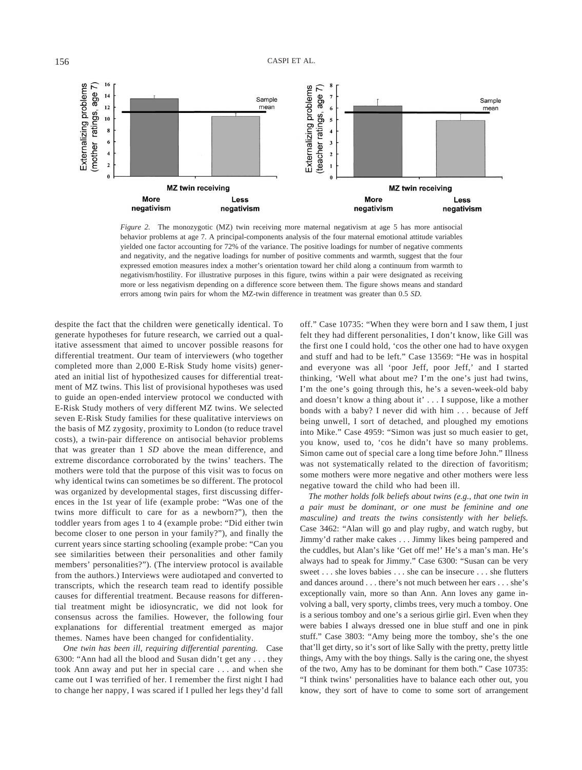*Figure 2.* The monozygotic (MZ) twin receiving more maternal negativism at age 5 has more antisocial behavior problems at age 7. A principal-components analysis of the four maternal emotional attitude variables yielded one factor accounting for 72% of the variance. The positive loadings for number of negative comments and negativity, and the negative loadings for number of positive comments and warmth, suggest that the four expressed emotion measures index a mother's orientation toward her child along a continuum from warmth to negativism/hostility. For illustrative purposes in this figure, twins within a pair were designated as receiving more or less negativism depending on a difference score between them. The figure shows means and standard errors among twin pairs for whom the MZ-twin difference in treatment was greater than 0.5 *SD*.

despite the fact that the children were genetically identical. To generate hypotheses for future research, we carried out a qualitative assessment that aimed to uncover possible reasons for differential treatment. Our team of interviewers (who together completed more than 2,000 E-Risk Study home visits) generated an initial list of hypothesized causes for differential treatment of MZ twins. This list of provisional hypotheses was used to guide an open-ended interview protocol we conducted with E-Risk Study mothers of very different MZ twins. We selected seven E-Risk Study families for these qualitative interviews on the basis of MZ zygosity, proximity to London (to reduce travel costs), a twin-pair difference on antisocial behavior problems that was greater than 1 *SD* above the mean difference, and extreme discordance corroborated by the twins' teachers. The mothers were told that the purpose of this visit was to focus on why identical twins can sometimes be so different. The protocol was organized by developmental stages, first discussing differences in the 1st year of life (example probe: "Was one of the twins more difficult to care for as a newborn?"), then the toddler years from ages 1 to 4 (example probe: "Did either twin become closer to one person in your family?"), and finally the current years since starting schooling (example probe: "Can you see similarities between their personalities and other family members' personalities?"). (The interview protocol is available from the authors.) Interviews were audiotaped and converted to transcripts, which the research team read to identify possible causes for differential treatment. Because reasons for differential treatment might be idiosyncratic, we did not look for consensus across the families. However, the following four explanations for differential treatment emerged as major themes. Names have been changed for confidentiality.

*One twin has been ill, requiring differential parenting.* Case 6300: "Ann had all the blood and Susan didn't get any . . . they took Ann away and put her in special care . . . and when she came out I was terrified of her. I remember the first night I had to change her nappy, I was scared if I pulled her legs they'd fall off." Case 10735: "When they were born and I saw them, I just felt they had different personalities, I don't know, like Gill was the first one I could hold, 'cos the other one had to have oxygen and stuff and had to be left." Case 13569: "He was in hospital and everyone was all 'poor Jeff, poor Jeff,' and I started thinking, 'Well what about me? I'm the one's just had twins, I'm the one's going through this, he's a seven-week-old baby and doesn't know a thing about it' . . . I suppose, like a mother bonds with a baby? I never did with him . . . because of Jeff being unwell, I sort of detached, and ploughed my emotions into Mike." Case 4959: "Simon was just so much easier to get, you know, used to, 'cos he didn't have so many problems. Simon came out of special care a long time before John." Illness was not systematically related to the direction of favoritism; some mothers were more negative and other mothers were less negative toward the child who had been ill.

*The mother holds folk beliefs about twins (e.g., that one twin in a pair must be dominant, or one must be feminine and one masculine) and treats the twins consistently with her beliefs.* Case 3462: "Alan will go and play rugby, and watch rugby, but Jimmy'd rather make cakes . . . Jimmy likes being pampered and the cuddles, but Alan's like 'Get off me!' He's a man's man. He's always had to speak for Jimmy." Case 6300: "Susan can be very sweet . . . she loves babies . . . she can be insecure . . . she flutters and dances around . . . there's not much between her ears . . . she's exceptionally vain, more so than Ann. Ann loves any game involving a ball, very sporty, climbs trees, very much a tomboy. One is a serious tomboy and one's a serious girlie girl. Even when they were babies I always dressed one in blue stuff and one in pink stuff." Case 3803: "Amy being more the tomboy, she's the one that'll get dirty, so it's sort of like Sally with the pretty, pretty little things, Amy with the boy things. Sally is the caring one, the shyest of the two, Amy has to be dominant for them both." Case 10735: "I think twins' personalities have to balance each other out, you know, they sort of have to come to some sort of arrangement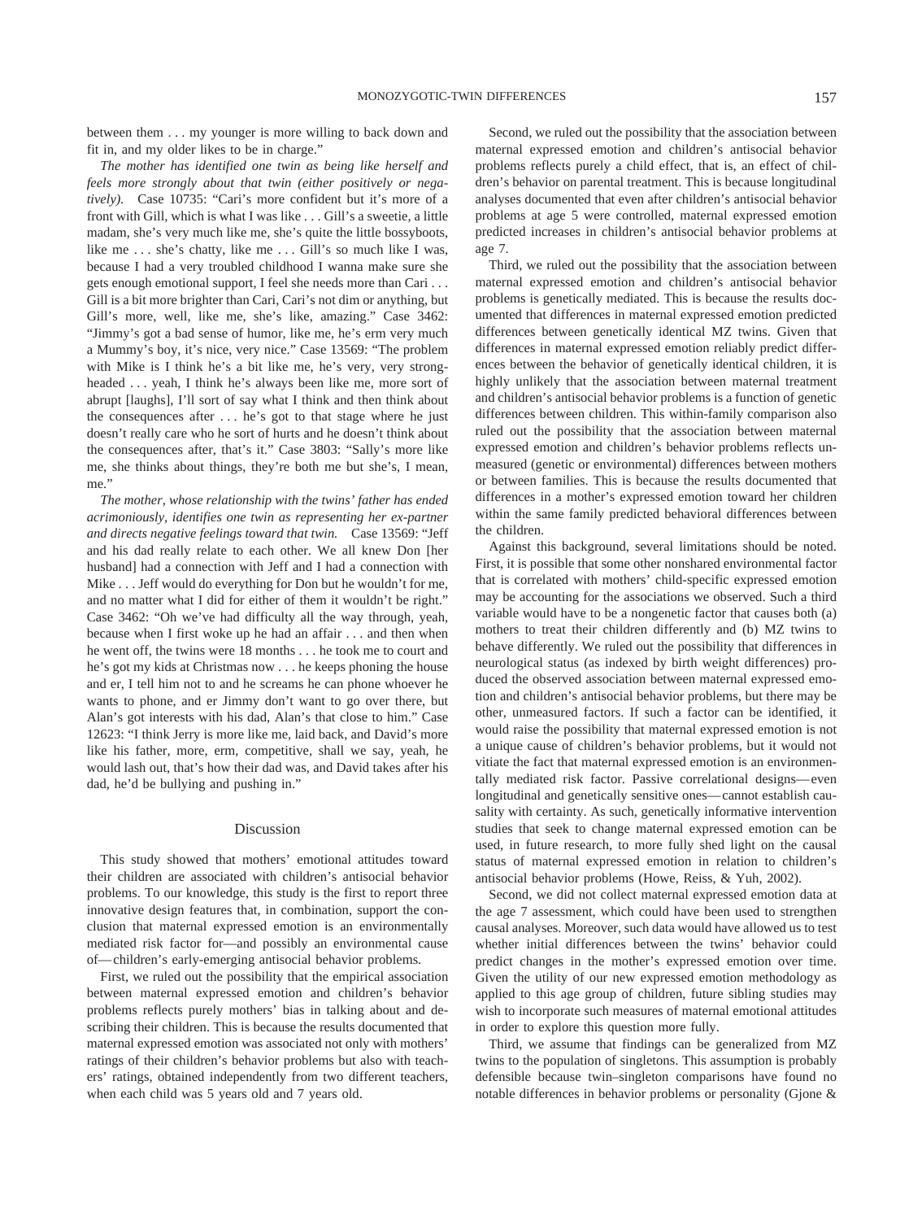between them . . . my younger is more willing to back down and fit in, and my older likes to be in charge."

*The mother has identified one twin as being like herself and feels more strongly about that twin (either positively or negatively).* Case 10735: "Cari's more confident but it's more of a front with Gill, which is what I was like . . . Gill's a sweetie, a little madam, she's very much like me, she's quite the little bossyboots, like me . . . she's chatty, like me . . . Gill's so much like I was, because I had a very troubled childhood I wanna make sure she gets enough emotional support, I feel she needs more than Cari . . . Gill is a bit more brighter than Cari, Cari's not dim or anything, but Gill's more, well, like me, she's like, amazing." Case 3462: "Jimmy's got a bad sense of humor, like me, he's erm very much a Mummy's boy, it's nice, very nice." Case 13569: "The problem with Mike is I think he's a bit like me, he's very, very strong-headed . . . yeah, I think he's always been like me, more sort of abrupt [laughs], I'll sort of say what I think and then think about the consequences after . . . he's got to that stage where he just doesn't really care who he sort of hurts and he doesn't think about the consequences after, that's it." Case 3803: "Sally's more like me, she thinks about things, they're both me but she's, I mean, me."

*The mother, whose relationship with the twins' father has ended acrimoniously, identifies one twin as representing her ex-partner and directs negative feelings toward that twin.* Case 13569: "Jeff and his dad really relate to each other. We all knew Don [her husband] had a connection with Jeff and I had a connection with Mike . . . Jeff would do everything for Don but he wouldn't for me, and no matter what I did for either of them it wouldn't be right." Case 3462: "Oh we've had difficulty all the way through, yeah, because when I first woke up he had an affair . . . and then when he went off, the twins were 18 months . . . he took me to court and he's got my kids at Christmas now . . . he keeps phoning the house and er, I tell him not to and he screams he can phone whoever he wants to phone, and er Jimmy don't want to go over there, but Alan's got interests with his dad, Alan's that close to him." Case 12623: "I think Jerry is more like me, laid back, and David's more like his father, more, erm, competitive, shall we say, yeah, he would lash out, that's how their dad was, and David takes after his dad, he'd be bullying and pushing in."

## Discussion

This study showed that mothers' emotional attitudes toward their children are associated with children's antisocial behavior problems. To our knowledge, this study is the first to report three innovative design features that, in combination, support the conclusion that maternal expressed emotion is an environmentally mediated risk factor for—and possibly an environmental cause of—children's early-emerging antisocial behavior problems.

First, we ruled out the possibility that the empirical association between maternal expressed emotion and children's behavior problems reflects purely mothers' bias in talking about and describing their children. This is because the results documented that maternal expressed emotion was associated not only with mothers' ratings of their children's behavior problems but also with teachers' ratings, obtained independently from two different teachers, when each child was 5 years old and 7 years old.

Second, we ruled out the possibility that the association between maternal expressed emotion and children's antisocial behavior problems reflects purely a child effect, that is, an effect of children's behavior on parental treatment. This is because longitudinal analyses documented that even after children's antisocial behavior problems at age 5 were controlled, maternal expressed emotion predicted increases in children's antisocial behavior problems at age 7.

Third, we ruled out the possibility that the association between maternal expressed emotion and children's antisocial behavior problems is genetically mediated. This is because the results documented that differences in maternal expressed emotion predicted differences between genetically identical MZ twins. Given that differences in maternal expressed emotion reliably predict differences between the behavior of genetically identical children, it is highly unlikely that the association between maternal treatment and children's antisocial behavior problems is a function of genetic differences between children. This within-family comparison also ruled out the possibility that the association between maternal expressed emotion and children's behavior problems reflects unmeasured (genetic or environmental) differences between mothers or between families. This is because the results documented that differences in a mother's expressed emotion toward her children within the same family predicted behavioral differences between the children.

Against this background, several limitations should be noted. First, it is possible that some other nonshared environmental factor that is correlated with mothers' child-specific expressed emotion may be accounting for the associations we observed. Such a third variable would have to be a nongenetic factor that causes both (a) mothers to treat their children differently and (b) MZ twins to behave differently. We ruled out the possibility that differences in neurological status (as indexed by birth weight differences) produced the observed association between maternal expressed emotion and children's antisocial behavior problems, but there may be other, unmeasured factors. If such a factor can be identified, it would raise the possibility that maternal expressed emotion is not a unique cause of children's behavior problems, but it would not vitiate the fact that maternal expressed emotion is an environmentally mediated risk factor. Passive correlational designs—even longitudinal and genetically sensitive ones—cannot establish causality with certainty. As such, genetically informative intervention studies that seek to change maternal expressed emotion can be used, in future research, to more fully shed light on the causal status of maternal expressed emotion in relation to children's antisocial behavior problems (Howe, Reiss, & Yuh, 2002).

Second, we did not collect maternal expressed emotion data at the age 7 assessment, which could have been used to strengthen causal analyses. Moreover, such data would have allowed us to test whether initial differences between the twins' behavior could predict changes in the mother's expressed emotion over time. Given the utility of our new expressed emotion methodology as applied to this age group of children, future sibling studies may wish to incorporate such measures of maternal emotional attitudes in order to explore this question more fully.

Third, we assume that findings can be generalized from MZ twins to the population of singletons. This assumption is probably defensible because twin–singleton comparisons have found no notable differences in behavior problems or personality (Gjone &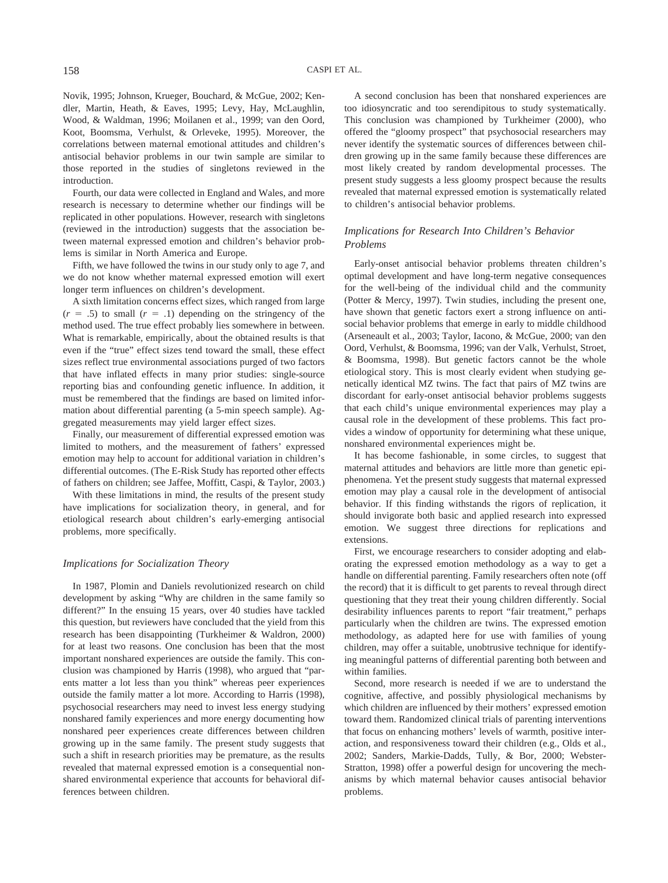Novik, 1995; Johnson, Krueger, Bouchard, & McGue, 2002; Kendler, Martin, Heath, & Eaves, 1995; Levy, Hay, McLaughlin, Wood, & Waldman, 1996; Moilanen et al., 1999; van den Oord, Koot, Boomsma, Verhulst, & Orleveke, 1995). Moreover, the correlations between maternal emotional attitudes and children's antisocial behavior problems in our twin sample are similar to those reported in the studies of singletons reviewed in the introduction.

Fourth, our data were collected in England and Wales, and more research is necessary to determine whether our findings will be replicated in other populations. However, research with singletons (reviewed in the introduction) suggests that the association between maternal expressed emotion and children's behavior problems is similar in North America and Europe.

Fifth, we have followed the twins in our study only to age 7, and we do not know whether maternal expressed emotion will exert longer term influences on children's development.

A sixth limitation concerns effect sizes, which ranged from large ($r = .5$) to small ($r = .1$) depending on the stringency of the method used. The true effect probably lies somewhere in between. What is remarkable, empirically, about the obtained results is that even if the "true" effect sizes tend toward the small, these effect sizes reflect true environmental associations purged of two factors that have inflated effects in many prior studies: single-source reporting bias and confounding genetic influence. In addition, it must be remembered that the findings are based on limited information about differential parenting (a 5-min speech sample). Aggregated measurements may yield larger effect sizes.

Finally, our measurement of differential expressed emotion was limited to mothers, and the measurement of fathers' expressed emotion may help to account for additional variation in children's differential outcomes. (The E-Risk Study has reported other effects of fathers on children; see Jaffee, Moffitt, Caspi, & Taylor, 2003.)

With these limitations in mind, the results of the present study have implications for socialization theory, in general, and for etiological research about children's early-emerging antisocial problems, more specifically.

### *Implications for Socialization Theory*

In 1987, Plomin and Daniels revolutionized research on child development by asking "Why are children in the same family so different?" In the ensuing 15 years, over 40 studies have tackled this question, but reviewers have concluded that the yield from this research has been disappointing (Turkheimer & Waldron, 2000) for at least two reasons. One conclusion has been that the most important nonshared experiences are outside the family. This conclusion was championed by Harris (1998), who argued that "parents matter a lot less than you think" whereas peer experiences outside the family matter a lot more. According to Harris (1998), psychosocial researchers may need to invest less energy studying nonshared family experiences and more energy documenting how nonshared peer experiences create differences between children growing up in the same family. The present study suggests that such a shift in research priorities may be premature, as the results revealed that maternal expressed emotion is a consequential nonshared environmental experience that accounts for behavioral differences between children.

A second conclusion has been that nonshared experiences are too idiosyncratic and too serendipitous to study systematically. This conclusion was championed by Turkheimer (2000), who offered the "gloomy prospect" that psychosocial researchers may never identify the systematic sources of differences between children growing up in the same family because these differences are most likely created by random developmental processes. The present study suggests a less gloomy prospect because the results revealed that maternal expressed emotion is systematically related to children's antisocial behavior problems.

### *Implications for Research Into Children's Behavior Problems*

Early-onset antisocial behavior problems threaten children's optimal development and have long-term negative consequences for the well-being of the individual child and the community (Potter & Mercy, 1997). Twin studies, including the present one, have shown that genetic factors exert a strong influence on antisocial behavior problems that emerge in early to middle childhood (Arseneault et al., 2003; Taylor, Iacono, & McGue, 2000; van den Oord, Verhulst, & Boomsma, 1996; van der Valk, Verhulst, Stroet, & Boomsma, 1998). But genetic factors cannot be the whole etiological story. This is most clearly evident when studying genetically identical MZ twins. The fact that pairs of MZ twins are discordant for early-onset antisocial behavior problems suggests that each child's unique environmental experiences may play a causal role in the development of these problems. This fact provides a window of opportunity for determining what these unique, nonshared environmental experiences might be.

It has become fashionable, in some circles, to suggest that maternal attitudes and behaviors are little more than genetic epiphenomena. Yet the present study suggests that maternal expressed emotion may play a causal role in the development of antisocial behavior. If this finding withstands the rigors of replication, it should invigorate both basic and applied research into expressed emotion. We suggest three directions for replications and extensions.

First, we encourage researchers to consider adopting and elaborating the expressed emotion methodology as a way to get a handle on differential parenting. Family researchers often note (off the record) that it is difficult to get parents to reveal through direct questioning that they treat their young children differently. Social desirability influences parents to report "fair treatment," perhaps particularly when the children are twins. The expressed emotion methodology, as adapted here for use with families of young children, may offer a suitable, unobtrusive technique for identifying meaningful patterns of differential parenting both between and within families.

Second, more research is needed if we are to understand the cognitive, affective, and possibly physiological mechanisms by which children are influenced by their mothers' expressed emotion toward them. Randomized clinical trials of parenting interventions that focus on enhancing mothers' levels of warmth, positive interaction, and responsiveness toward their children (e.g., Olds et al., 2002; Sanders, Markie-Dadds, Tully, & Bor, 2000; Webster-Stratton, 1998) offer a powerful design for uncovering the mechanisms by which maternal behavior causes antisocial behavior problems.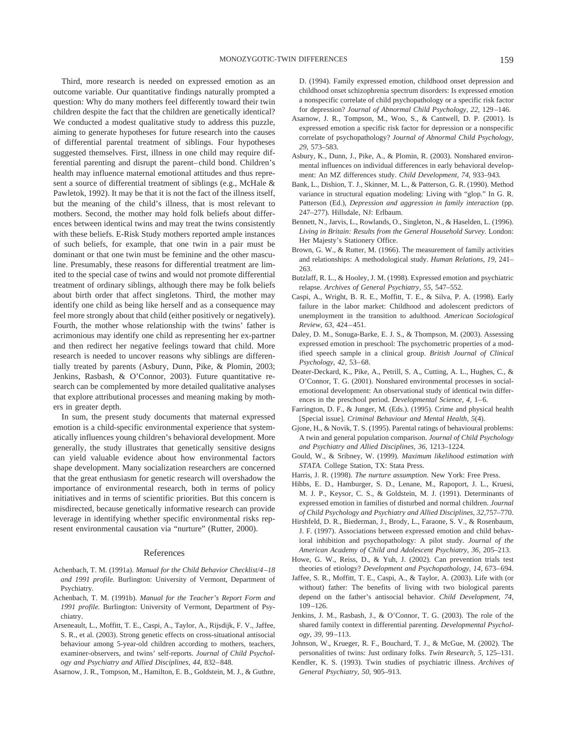Third, more research is needed on expressed emotion as an outcome variable. Our quantitative findings naturally prompted a question: Why do many mothers feel differently toward their twin children despite the fact that the children are genetically identical? We conducted a modest qualitative study to address this puzzle, aiming to generate hypotheses for future research into the causes of differential parental treatment of siblings. Four hypotheses suggested themselves. First, illness in one child may require differential parenting and disrupt the parent–child bond. Children's health may influence maternal emotional attitudes and thus represent a source of differential treatment of siblings (e.g., McHale & Pawletok, 1992). It may be that it is not the fact of the illness itself, but the meaning of the child's illness, that is most relevant to mothers. Second, the mother may hold folk beliefs about differences between identical twins and may treat the twins consistently with these beliefs. E-Risk Study mothers reported ample instances of such beliefs, for example, that one twin in a pair must be dominant or that one twin must be feminine and the other masculine. Presumably, these reasons for differential treatment are limited to the special case of twins and would not promote differential treatment of ordinary siblings, although there may be folk beliefs about birth order that affect singletons. Third, the mother may identify one child as being like herself and as a consequence may feel more strongly about that child (either positively or negatively). Fourth, the mother whose relationship with the twins' father is acrimonious may identify one child as representing her ex-partner and then redirect her negative feelings toward that child. More research is needed to uncover reasons why siblings are differentially treated by parents (Asbury, Dunn, Pike, & Plomin, 2003; Jenkins, Rasbash, & O'Connor, 2003). Future quantitative research can be complemented by more detailed qualitative analyses that explore attributional processes and meaning making by mothers in greater depth.

In sum, the present study documents that maternal expressed emotion is a child-specific environmental experience that systematically influences young children's behavioral development. More generally, the study illustrates that genetically sensitive designs can yield valuable evidence about how environmental factors shape development. Many socialization researchers are concerned that the great enthusiasm for genetic research will overshadow the importance of environmental research, both in terms of policy initiatives and in terms of scientific priorities. But this concern is misdirected, because genetically informative research can provide leverage in identifying whether specific environmental risks represent environmental causation via "nurture" (Rutter, 2000).

## References

Achenbach, T. M. (1991a). *Manual for the Child Behavior Checklist/4–18 and 1991 profile.* Burlington: University of Vermont, Department of Psychiatry.

Achenbach, T. M. (1991b). *Manual for the Teacher's Report Form and 1991 profile.* Burlington: University of Vermont, Department of Psychiatry.

Arseneault, L., Moffitt, T. E., Caspi, A., Taylor, A., Rijsdijk, F. V., Jaffee, S. R., et al. (2003). Strong genetic effects on cross-situational antisocial behaviour among 5-year-old children according to mothers, teachers, examiner-observers, and twins' self-reports. *Journal of Child Psychology and Psychiatry and Allied Disciplines, 44,* 832–848.

Asarnow, J. R., Tompson, M., Hamilton, E. B., Goldstein, M. J., & Guthre, D. (1994). Family expressed emotion, childhood onset depression and childhood onset schizophrenia spectrum disorders: Is expressed emotion a nonspecific correlate of child psychopathology or a specific risk factor for depression? *Journal of Abnormal Child Psychology, 22,* 129–146.

Asarnow, J. R., Tompson, M., Woo, S., & Cantwell, D. P. (2001). Is expressed emotion a specific risk factor for depression or a nonspecific correlate of psychopathology? *Journal of Abnormal Child Psychology, 29,* 573–583.

Asbury, K., Dunn, J., Pike, A., & Plomin, R. (2003). Nonshared environmental influences on individual differences in early behavioral development: An MZ differences study. *Child Development, 74,* 933–943.

Bank, L., Dishion, T. J., Skinner, M. L., & Patterson, G. R. (1990). Method variance in structural equation modeling: Living with "glop." In G. R. Patterson (Ed.), *Depression and aggression in family interaction* (pp. 247–277). Hillsdale, NJ: Erlbaum.

Bennett, N., Jarvis, L., Rowlands, O., Singleton, N., & Haselden, L. (1996). *Living in Britain: Results from the General Household Survey.* London: Her Majesty's Stationery Office.

Brown, G. W., & Rutter, M. (1966). The measurement of family activities and relationships: A methodological study. *Human Relations, 19,* 241–263.

Butzlaff, R. L., & Hooley, J. M. (1998). Expressed emotion and psychiatric relapse. *Archives of General Psychiatry, 55,* 547–552.

Caspi, A., Wright, B. R. E., Moffitt, T. E., & Silva, P. A. (1998). Early failure in the labor market: Childhood and adolescent predictors of unemployment in the transition to adulthood. *American Sociological Review, 63,* 424–451.

Daley, D. M., Sonuga-Barke, E. J. S., & Thompson, M. (2003). Assessing expressed emotion in preschool: The psychometric properties of a modified speech sample in a clinical group. *British Journal of Clinical Psychology, 42,* 53–68.

Deater-Deckard, K., Pike, A., Petrill, S. A., Cutting, A. L., Hughes, C., & O'Connor, T. G. (2001). Nonshared environmental processes in social-emotional development: An observational study of identical twin differences in the preschool period. *Developmental Science, 4,* 1–6.

Farrington, D. F., & Junger, M. (Eds.). (1995). Crime and physical health [Special issue]. *Criminal Behaviour and Mental Health, 5*(4).

Gjone, H., & Novik, T. S. (1995). Parental ratings of behavioural problems: A twin and general population comparison. *Journal of Child Psychology and Psychiatry and Allied Disciplines, 36,* 1213–1224.

Gould, W., & Sribney, W. (1999). *Maximum likelihood estimation with STATA.* College Station, TX: Stata Press.

Harris, J. R. (1998). *The nurture assumption.* New York: Free Press.

Hibbs, E. D., Hamburger, S. D., Lenane, M., Rapoport, J. L., Kruesi, M. J. P., Keysor, C. S., & Goldstein, M. J. (1991). Determinants of expressed emotion in families of disturbed and normal children. *Journal of Child Psychology and Psychiatry and Allied Disciplines, 32,*757–770.

Hirshfeld, D. R., Biederman, J., Brody, L., Faraone, S. V., & Rosenbaum, J. F. (1997). Associations between expressed emotion and child behavioral inhibition and psychopathology: A pilot study. *Journal of the American Academy of Child and Adolescent Psychiatry, 36,* 205–213.

Howe, G. W., Reiss, D., & Yuh, J. (2002). Can prevention trials test theories of etiology? *Development and Psychopathology, 14,* 673–694.

Jaffee, S. R., Moffitt, T. E., Caspi, A., & Taylor, A. (2003). Life with (or without) father: The benefits of living with two biological parents depend on the father's antisocial behavior. *Child Development, 74,* 109–126.

Jenkins, J. M., Rasbash, J., & O'Connor, T. G. (2003). The role of the shared family context in differential parenting. *Developmental Psychology, 39,* 99–113.

Johnson, W., Krueger, R. F., Bouchard, T. J., & McGue, M. (2002). The personalities of twins: Just ordinary folks. *Twin Research, 5,* 125–131.

Kendler, K. S. (1993). Twin studies of psychiatric illness. *Archives of General Psychiatry, 50,* 905–913.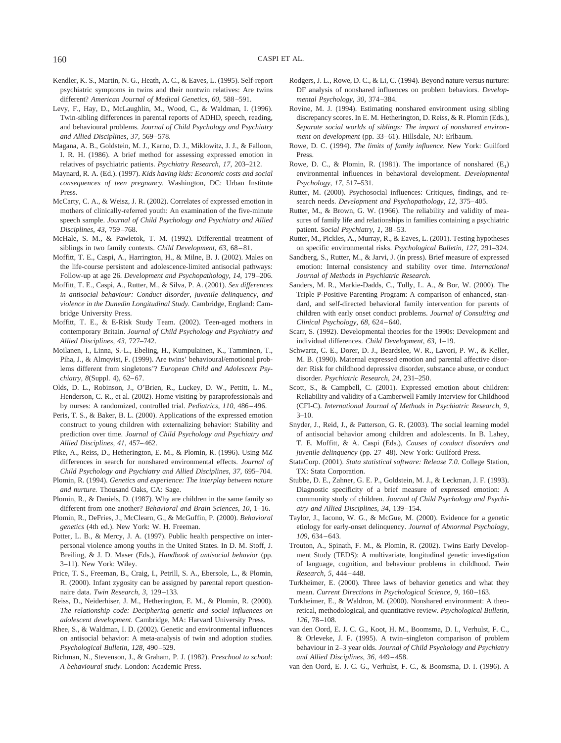Kendler, K. S., Martin, N. G., Heath, A. C., & Eaves, L. (1995). Self-report psychiatric symptoms in twins and their nontwin relatives: Are twins different? *American Journal of Medical Genetics, 60,* 588–591.

Levy, F., Hay, D., McLaughlin, M., Wood, C., & Waldman, I. (1996). Twin-sibling differences in parental reports of ADHD, speech, reading, and behavioural problems. *Journal of Child Psychology and Psychiatry and Allied Disciplines, 37,* 569–578.

Magana, A. B., Goldstein, M. J., Karno, D. J., Miklowitz, J. J., & Falloon, I. R. H. (1986). A brief method for assessing expressed emotion in relatives of psychiatric patients. *Psychiatry Research, 17,* 203–212.

Maynard, R. A. (Ed.). (1997). *Kids having kids: Economic costs and social consequences of teen pregnancy.* Washington, DC: Urban Institute Press.

McCarty, C. A., & Weisz, J. R. (2002). Correlates of expressed emotion in mothers of clinically-referred youth: An examination of the five-minute speech sample. *Journal of Child Psychology and Psychiatry and Allied Disciplines, 43,* 759–768.

McHale, S. M., & Pawletok, T. M. (1992). Differential treatment of siblings in two family contexts. *Child Development, 63,* 68–81.

Moffitt, T. E., Caspi, A., Harrington, H., & Milne, B. J. (2002). Males on the life-course persistent and adolescence-limited antisocial pathways: Follow-up at age 26. *Development and Psychopathology, 14,* 179–206.

Moffitt, T. E., Caspi, A., Rutter, M., & Silva, P. A. (2001). *Sex differences in antisocial behaviour: Conduct disorder, juvenile delinquency, and violence in the Dunedin Longitudinal Study.* Cambridge, England: Cambridge University Press.

Moffitt, T. E., & E-Risk Study Team. (2002). Teen-aged mothers in contemporary Britain. *Journal of Child Psychology and Psychiatry and Allied Disciplines, 43,* 727–742.

Moilanen, I., Linna, S.-L., Ebeling, H., Kumpulainen, K., Tamminen, T., Piha, J., & Almqvist, F. (1999). Are twins' behavioural/emotional problems different from singletons'? *European Child and Adolescent Psychiatry, 8*(Suppl. 4), 62–67.

Olds, D. L., Robinson, J., O'Brien, R., Luckey, D. W., Pettitt, L. M., Henderson, C. R., et al. (2002). Home visiting by paraprofessionals and by nurses: A randomized, controlled trial. *Pediatrics, 110,* 486–496.

Peris, T. S., & Baker, B. L. (2000). Applications of the expressed emotion construct to young children with externalizing behavior: Stability and prediction over time. *Journal of Child Psychology and Psychiatry and Allied Disciplines, 41,* 457–462.

Pike, A., Reiss, D., Hetherington, E. M., & Plomin, R. (1996). Using MZ differences in search for nonshared environmental effects. *Journal of Child Psychology and Psychiatry and Allied Disciplines, 37,* 695–704.

Plomin, R. (1994). *Genetics and experience: The interplay between nature and nurture.* Thousand Oaks, CA: Sage.

Plomin, R., & Daniels, D. (1987). Why are children in the same family so different from one another? *Behavioral and Brain Sciences, 10,* 1–16.

Plomin, R., DeFries, J., McClearn, G., & McGuffin, P. (2000). *Behavioral genetics* (4th ed.). New York: W. H. Freeman.

Potter, L. B., & Mercy, J. A. (1997). Public health perspective on interpersonal violence among youths in the United States. In D. M. Stoff, J. Breiling, & J. D. Maser (Eds.), *Handbook of antisocial behavior* (pp. 3–11). New York: Wiley.

Price, T. S., Freeman, B., Craig, I., Petrill, S. A., Ebersole, L., & Plomin, R. (2000). Infant zygosity can be assigned by parental report questionnaire data. *Twin Research, 3,* 129–133.

Reiss, D., Neiderhiser, J. M., Hetherington, E. M., & Plomin, R. (2000). *The relationship code: Deciphering genetic and social influences on adolescent development.* Cambridge, MA: Harvard University Press.

Rhee, S., & Waldman, I. D. (2002). Genetic and environmental influences on antisocial behavior: A meta-analysis of twin and adoption studies. *Psychological Bulletin, 128,* 490–529.

Richman, N., Stevenson, J., & Graham, P. J. (1982). *Preschool to school: A behavioural study.* London: Academic Press.

Rodgers, J. L., Rowe, D. C., & Li, C. (1994). Beyond nature versus nurture: DF analysis of nonshared influences on problem behaviors. *Developmental Psychology, 30,* 374–384.

Rovine, M. J. (1994). Estimating nonshared environment using sibling discrepancy scores. In E. M. Hetherington, D. Reiss, & R. Plomin (Eds.), *Separate social worlds of siblings: The impact of nonshared environment on development* (pp. 33–61). Hillsdale, NJ: Erlbaum.

Rowe, D. C. (1994). *The limits of family influence.* New York: Guilford Press.

Rowe, D. C., & Plomin, R. (1981). The importance of nonshared ($E_1$) environmental influences in behavioral development. *Developmental Psychology, 17,* 517–531.

Rutter, M. (2000). Psychosocial influences: Critiques, findings, and research needs. *Development and Psychopathology, 12,* 375–405.

Rutter, M., & Brown, G. W. (1966). The reliability and validity of measures of family life and relationships in families containing a psychiatric patient. *Social Psychiatry, 1,* 38–53.

Rutter, M., Pickles, A., Murray, R., & Eaves, L. (2001). Testing hypotheses on specific environmental risks. *Psychological Bulletin, 127,* 291–324.

Sandberg, S., Rutter, M., & Jarvi, J. (in press). Brief measure of expressed emotion: Internal consistency and stability over time. *International Journal of Methods in Psychiatric Research.*

Sanders, M. R., Markie-Dadds, C., Tully, L. A., & Bor, W. (2000). The Triple P-Positive Parenting Program: A comparison of enhanced, standard, and self-directed behavioral family intervention for parents of children with early onset conduct problems. *Journal of Consulting and Clinical Psychology, 68,* 624–640.

Scarr, S. (1992). Developmental theories for the 1990s: Development and individual differences. *Child Development, 63,* 1–19.

Schwartz, C. E., Dorer, D. J., Beardslee, W. R., Lavori, P. W., & Keller, M. B. (1990). Maternal expressed emotion and parental affective disorder: Risk for childhood depressive disorder, substance abuse, or conduct disorder. *Psychiatric Research, 24,* 231–250.

Scott, S., & Campbell, C. (2001). Expressed emotion about children: Reliability and validity of a Camberwell Family Interview for Childhood (CFI-C). *International Journal of Methods in Psychiatric Research, 9,* 3–10.

Snyder, J., Reid, J., & Patterson, G. R. (2003). The social learning model of antisocial behavior among children and adolescents. In B. Lahey, T. E. Moffitt, & A. Caspi (Eds.), *Causes of conduct disorders and juvenile delinquency* (pp. 27–48). New York: Guilford Press.

StataCorp. (2001). *Stata statistical software: Release 7.0.* College Station, TX: Stata Corporation.

Stubbe, D. E., Zahner, G. E. P., Goldstein, M. J., & Leckman, J. F. (1993). Diagnostic specificity of a brief measure of expressed emotion: A community study of children. *Journal of Child Psychology and Psychiatry and Allied Disciplines, 34,* 139–154.

Taylor, J., Iacono, W. G., & McGue, M. (2000). Evidence for a genetic etiology for early-onset delinquency. *Journal of Abnormal Psychology, 109,* 634–643.

Trouton, A., Spinath, F. M., & Plomin, R. (2002). Twins Early Development Study (TEDS): A multivariate, longitudinal genetic investigation of language, cognition, and behaviour problems in childhood. *Twin Research, 5,* 444–448.

Turkheimer, E. (2000). Three laws of behavior genetics and what they mean. *Current Directions in Psychological Science, 9,* 160–163.

Turkheimer, E., & Waldron, M. (2000). Nonshared environment: A theoretical, methodological, and quantitative review. *Psychological Bulletin, 126,* 78–108.

van den Oord, E. J. C. G., Koot, H. M., Boomsma, D. I., Verhulst, F. C., & Orleveke, J. F. (1995). A twin–singleton comparison of problem behaviour in 2–3 year olds. *Journal of Child Psychology and Psychiatry and Allied Disciplines, 36,* 449–458.

van den Oord, E. J. C. G., Verhulst, F. C., & Boomsma, D. I. (1996). A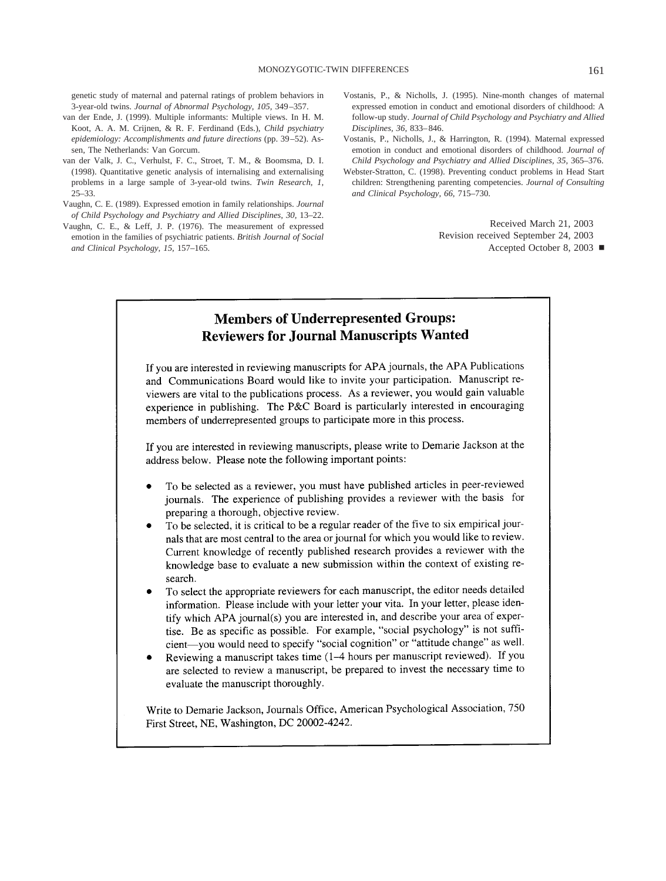genetic study of maternal and paternal ratings of problem behaviors in 3-year-old twins. *Journal of Abnormal Psychology, 105,* 349–357.

van der Ende, J. (1999). Multiple informants: Multiple views. In H. M. Koot, A. A. M. Crijnen, & R. F. Ferdinand (Eds.), *Child psychiatry epidemiology: Accomplishments and future directions* (pp. 39–52). Assen, The Netherlands: Van Gorcum.

van der Valk, J. C., Verhulst, F. C., Stroet, T. M., & Boomsma, D. I. (1998). Quantitative genetic analysis of internalising and externalising problems in a large sample of 3-year-old twins. *Twin Research, 1,* 25–33.

Vaughn, C. E. (1989). Expressed emotion in family relationships. *Journal of Child Psychology and Psychiatry and Allied Disciplines, 30,* 13–22.

Vaughn, C. E., & Leff, J. P. (1976). The measurement of expressed emotion in the families of psychiatric patients. *British Journal of Social and Clinical Psychology, 15,* 157–165.

Vostanis, P., & Nicholls, J. (1995). Nine-month changes of maternal expressed emotion in conduct and emotional disorders of childhood: A follow-up study. *Journal of Child Psychology and Psychiatry and Allied Disciplines, 36,* 833–846.

Vostanis, P., Nicholls, J., & Harrington, R. (1994). Maternal expressed emotion in conduct and emotional disorders of childhood. *Journal of Child Psychology and Psychiatry and Allied Disciplines, 35,* 365–376.

Webster-Stratton, C. (1998). Preventing conduct problems in Head Start children: Strengthening parenting competencies. *Journal of Consulting and Clinical Psychology, 66,* 715–730.

Received March 21, 2003
Revision received September 24, 2003
Accepted October 8, 2003 ■

## Members of Underrepresented Groups: Reviewers for Journal Manuscripts Wanted

If you are interested in reviewing manuscripts for APA journals, the APA Publications and Communications Board would like to invite your participation. Manuscript reviewers are vital to the publications process. As a reviewer, you would gain valuable experience in publishing. The P&C Board is particularly interested in encouraging members of underrepresented groups to participate more in this process.

If you are interested in reviewing manuscripts, please write to Demarie Jackson at the address below. Please note the following important points:

- To be selected as a reviewer, you must have published articles in peer-reviewed journals. The experience of publishing provides a reviewer with the basis for preparing a thorough, objective review.
- To be selected, it is critical to be a regular reader of the five to six empirical journals that are most central to the area or journal for which you would like to review. Current knowledge of recently published research provides a reviewer with the knowledge base to evaluate a new submission within the context of existing research.
- To select the appropriate reviewers for each manuscript, the editor needs detailed information. Please include with your letter your vita. In your letter, please identify which APA journal(s) you are interested in, and describe your area of expertise. Be as specific as possible. For example, "social psychology" is not sufficient—you would need to specify "social cognition" or "attitude change" as well.
- Reviewing a manuscript takes time (1–4 hours per manuscript reviewed). If you are selected to review a manuscript, be prepared to invest the necessary time to evaluate the manuscript thoroughly.

Write to Demarie Jackson, Journals Office, American Psychological Association, 750 First Street, NE, Washington, DC 20002-4242.